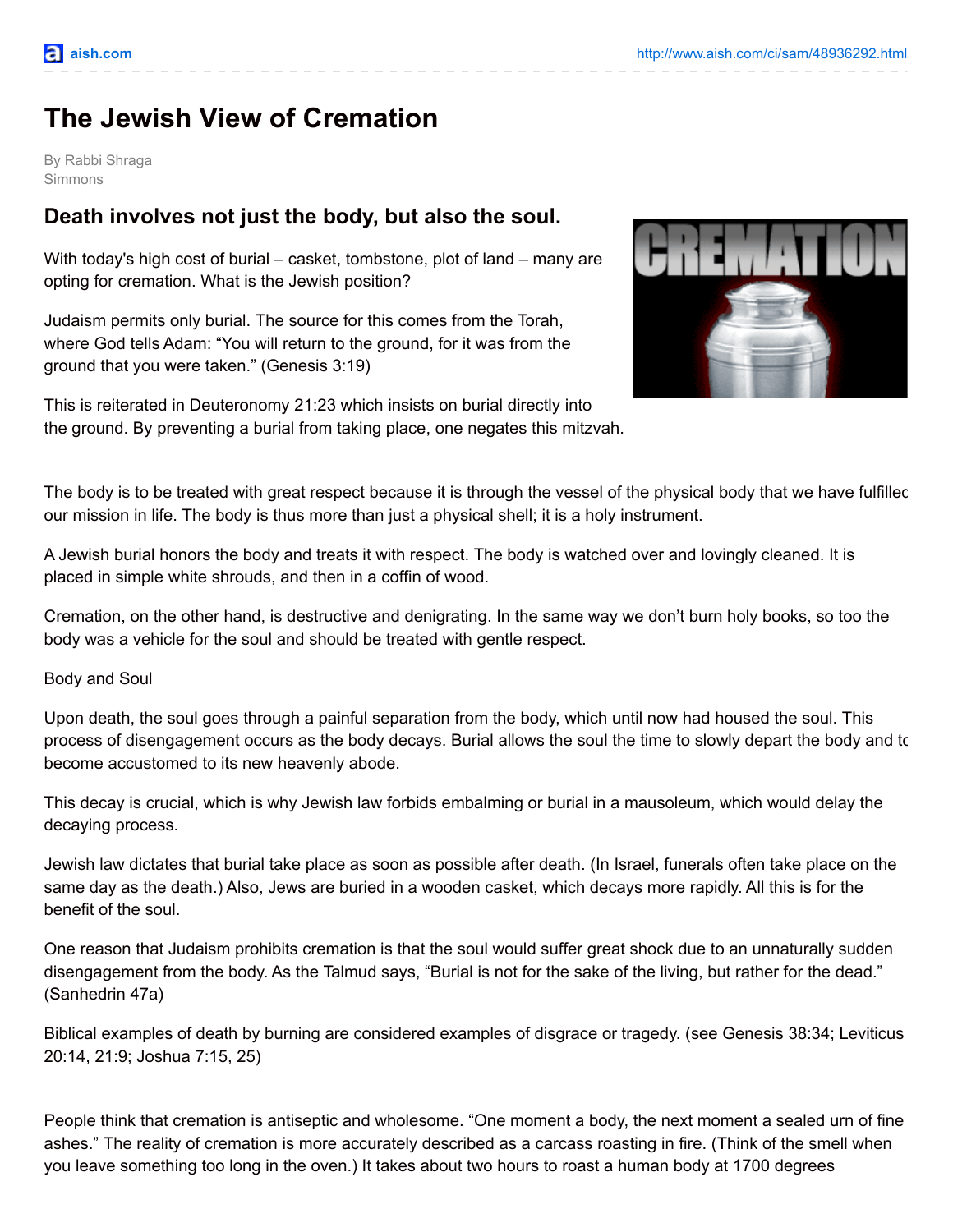# The Jewish View of Cremation

By Rabbi Shraga Simmons

## Death involves not just the body, but also the soul.

With today's high cost of burial – casket, tombstone, plot of land – many are opting for cremation. What is the Jewish position?

Judaism permits only burial. The source for this comes from the Torah, where God tells Adam: "You will return to the ground, for it was from the ground that you were taken." (Genesis 3:19)

This is reiterated in Deuteronomy 21:23 which insists on burial directly into the ground. By preventing a burial from taking place, one negates this mitzvah.

The body is to be treated with great respect because it is through the vessel of the physical body that we have fulfilled our mission in life. The body is thus more than just a physical shell; it is a holy instrument.

A Jewish burial honors the body and treats it with respect. The body is watched over and lovingly cleaned. It is placed in simple white shrouds, and then in a coffin of wood.

Cremation, on the other hand, is destructive and denigrating. In the same way we don't burn holy books, so too the body was a vehicle for the soul and should be treated with gentle respect.

Body and Soul

Upon death, the soul goes through a painful separation from the body, which until now had housed the soul. This process of disengagement occurs as the body decays. Burial allows the soul the time to slowly depart the body and to become accustomed to its new heavenly abode.

This decay is crucial, which is why Jewish law forbids embalming or burial in a mausoleum, which would delay the decaying process.

Jewish law dictates that burial take place as soon as possible after death. (In Israel, funerals often take place on the same day as the death.) Also, Jews are buried in a wooden casket, which decays more rapidly. All this is for the benefit of the soul.

One reason that Judaism prohibits cremation is that the soul would suffer great shock due to an unnaturally sudden disengagement from the body. As the Talmud says, "Burial is not for the sake of the living, but rather for the dead." (Sanhedrin 47a)

Biblical examples of death by burning are considered examples of disgrace or tragedy. (see Genesis 38:34; Leviticus 20:14, 21:9; Joshua 7:15, 25)

People think that cremation is antiseptic and wholesome. "One moment a body, the next moment a sealed urn of fine ashes." The reality of cremation is more accurately described as a carcass roasting in fire. (Think of the smell when you leave something too long in the oven.) It takes about two hours to roast a human body at 1700 degrees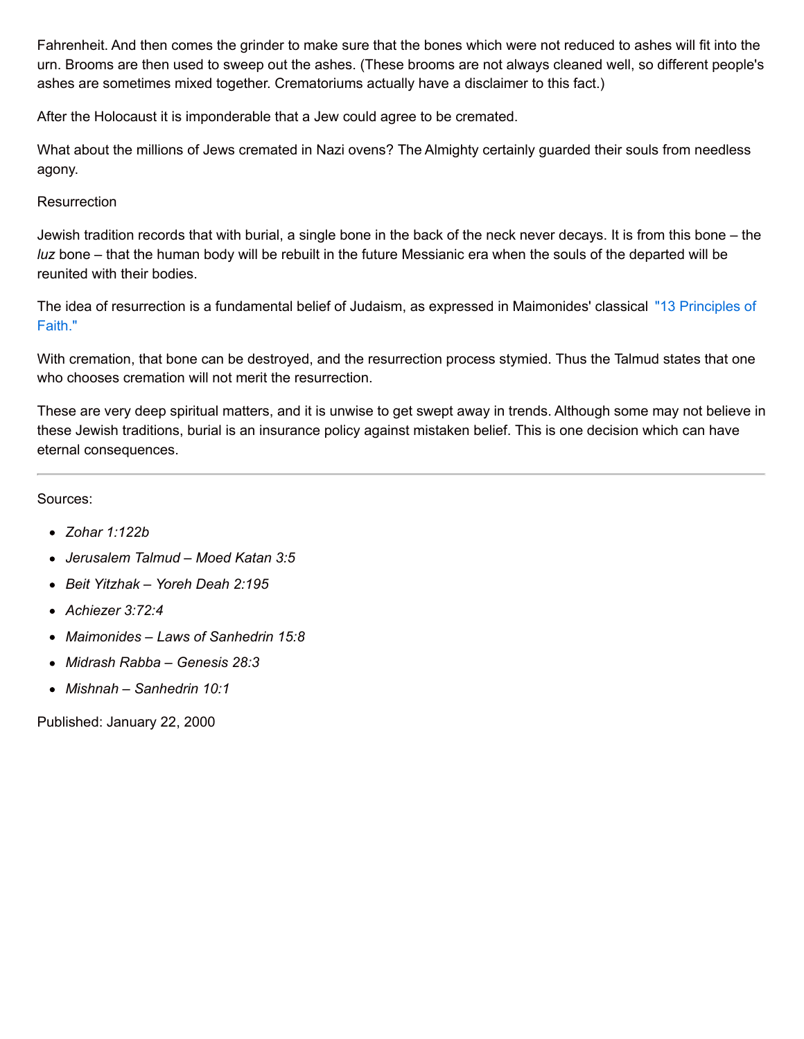Fahrenheit. And then comes the grinder to make sure that the bones which were not reduced to ashes will fit into the urn. Brooms are then used to sweep out the ashes. (These brooms are not always cleaned well, so different people's ashes are sometimes mixed together. Crematoriums actually have a disclaimer to this fact.)

After the Holocaust it is imponderable that a Jew could agree to be cremated.

What about the millions of Jews cremated in Nazi ovens? The Almighty certainly guarded their souls from needless agony.

## Resurrection

Jewish tradition records that with burial, a single bone in the back of the neck never decays. It is from this bone – the *luz* bone – that the human body will be rebuilt in the future Messianic era when the souls of the departed will be reunited with their bodies.

The idea of resurrection is a fundamental belief of Judaism, as expressed in Maimonides' classical "13 Principles of Faith."

With cremation, that bone can be destroyed, and the resurrection process stymied. Thus the Talmud states that one who chooses cremation will not merit the resurrection.

These are very deep spiritual matters, and it is unwise to get swept away in trends. Although some may not believe in these Jewish traditions, burial is an insurance policy against mistaken belief. This is one decision which can have eternal consequences.

---

Sources:

- *Zohar 1:122b*
- *Jerusalem Talmud – Moed Katan 3:5*
- *Beit Yitzhak – Yoreh Deah 2:195*
- *Achiezer 3:72:4*
- *Maimonides – Laws of Sanhedrin 15:8*
- *Midrash Rabba – Genesis 28:3*
- *Mishnah – Sanhedrin 10:1*

Published: January 22, 2000